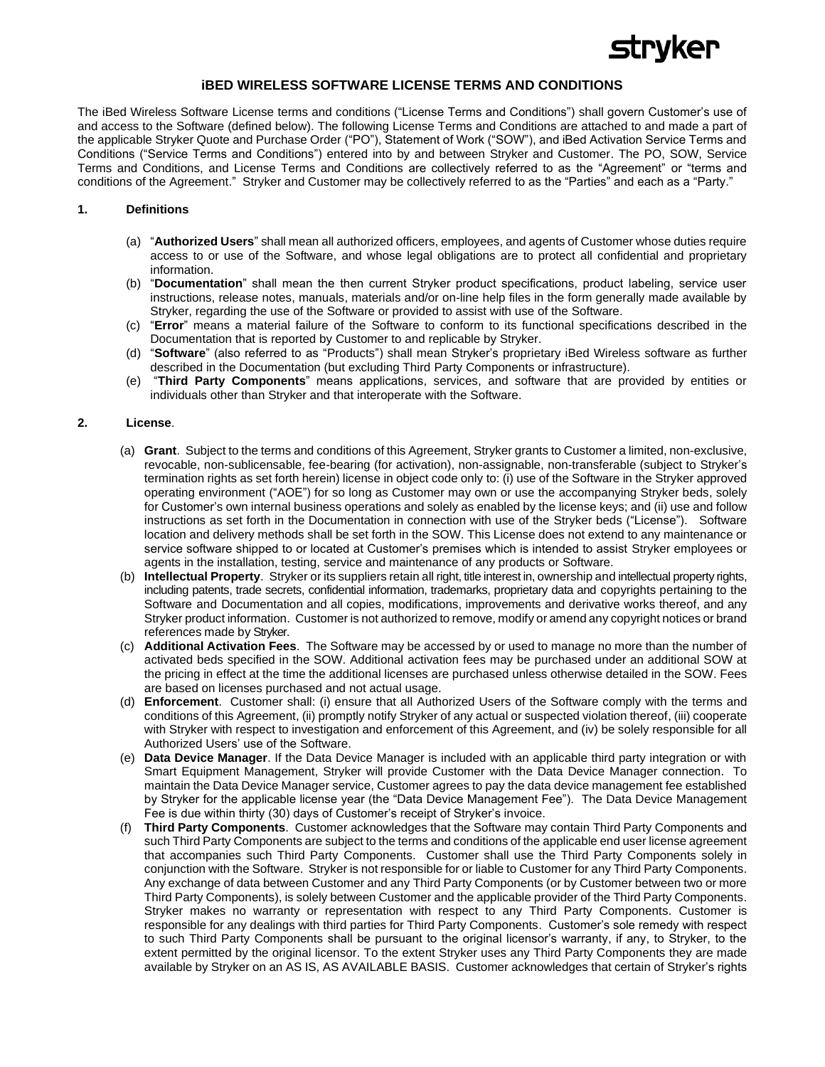stryker

# iBED WIRELESS SOFTWARE LICENSE TERMS AND CONDITIONS

The iBed Wireless Software License terms and conditions ("License Terms and Conditions") shall govern Customer's use of and access to the Software (defined below). The following License Terms and Conditions are attached to and made a part of the applicable Stryker Quote and Purchase Order ("PO"), Statement of Work ("SOW"), and iBed Activation Service Terms and Conditions ("Service Terms and Conditions") entered into by and between Stryker and Customer. The PO, SOW, Service Terms and Conditions, and License Terms and Conditions are collectively referred to as the "Agreement" or "terms and conditions of the Agreement." Stryker and Customer may be collectively referred to as the "Parties" and each as a "Party."

## 1. Definitions

(a) "**Authorized Users**" shall mean all authorized officers, employees, and agents of Customer whose duties require access to or use of the Software, and whose legal obligations are to protect all confidential and proprietary information.

(b) "**Documentation**" shall mean the then current Stryker product specifications, product labeling, service user instructions, release notes, manuals, materials and/or on-line help files in the form generally made available by Stryker, regarding the use of the Software or provided to assist with use of the Software.

(c) "**Error**" means a material failure of the Software to conform to its functional specifications described in the Documentation that is reported by Customer to and replicable by Stryker.

(d) "**Software**" (also referred to as "Products") shall mean Stryker's proprietary iBed Wireless software as further described in the Documentation (but excluding Third Party Components or infrastructure).

(e) "**Third Party Components**" means applications, services, and software that are provided by entities or individuals other than Stryker and that interoperate with the Software.

## 2. License.

(a) **Grant**. Subject to the terms and conditions of this Agreement, Stryker grants to Customer a limited, non-exclusive, revocable, non-sublicensable, fee-bearing (for activation), non-assignable, non-transferable (subject to Stryker's termination rights as set forth herein) license in object code only to: (i) use of the Software in the Stryker approved operating environment ("AOE") for so long as Customer may own or use the accompanying Stryker beds, solely for Customer's own internal business operations and solely as enabled by the license keys; and (ii) use and follow instructions as set forth in the Documentation in connection with use of the Stryker beds ("License"). Software location and delivery methods shall be set forth in the SOW. This License does not extend to any maintenance or service software shipped to or located at Customer's premises which is intended to assist Stryker employees or agents in the installation, testing, service and maintenance of any products or Software.

(b) **Intellectual Property**. Stryker or its suppliers retain all right, title interest in, ownership and intellectual property rights, including patents, trade secrets, confidential information, trademarks, proprietary data and copyrights pertaining to the Software and Documentation and all copies, modifications, improvements and derivative works thereof, and any Stryker product information. Customer is not authorized to remove, modify or amend any copyright notices or brand references made by Stryker.

(c) **Additional Activation Fees**. The Software may be accessed by or used to manage no more than the number of activated beds specified in the SOW. Additional activation fees may be purchased under an additional SOW at the pricing in effect at the time the additional licenses are purchased unless otherwise detailed in the SOW. Fees are based on licenses purchased and not actual usage.

(d) **Enforcement**. Customer shall: (i) ensure that all Authorized Users of the Software comply with the terms and conditions of this Agreement, (ii) promptly notify Stryker of any actual or suspected violation thereof, (iii) cooperate with Stryker with respect to investigation and enforcement of this Agreement, and (iv) be solely responsible for all Authorized Users' use of the Software.

(e) **Data Device Manager**. If the Data Device Manager is included with an applicable third party integration or with Smart Equipment Management, Stryker will provide Customer with the Data Device Manager connection. To maintain the Data Device Manager service, Customer agrees to pay the data device management fee established by Stryker for the applicable license year (the "Data Device Management Fee"). The Data Device Management Fee is due within thirty (30) days of Customer's receipt of Stryker's invoice.

(f) **Third Party Components**. Customer acknowledges that the Software may contain Third Party Components and such Third Party Components are subject to the terms and conditions of the applicable end user license agreement that accompanies such Third Party Components. Customer shall use the Third Party Components solely in conjunction with the Software. Stryker is not responsible for or liable to Customer for any Third Party Components. Any exchange of data between Customer and any Third Party Components (or by Customer between two or more Third Party Components), is solely between Customer and the applicable provider of the Third Party Components. Stryker makes no warranty or representation with respect to any Third Party Components. Customer is responsible for any dealings with third parties for Third Party Components. Customer's sole remedy with respect to such Third Party Components shall be pursuant to the original licensor's warranty, if any, to Stryker, to the extent permitted by the original licensor. To the extent Stryker uses any Third Party Components they are made available by Stryker on an AS IS, AS AVAILABLE BASIS. Customer acknowledges that certain of Stryker's rights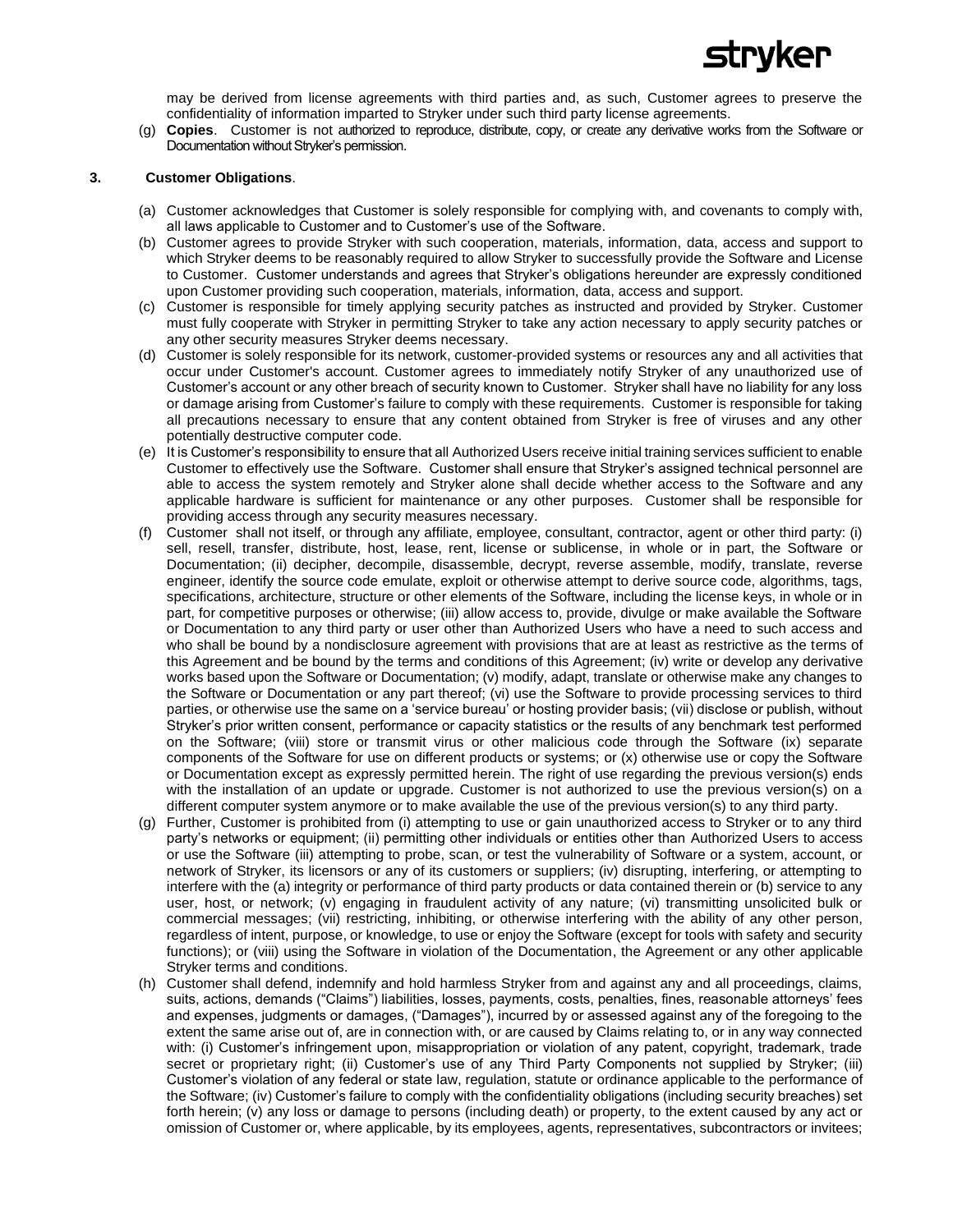may be derived from license agreements with third parties and, as such, Customer agrees to preserve the confidentiality of information imparted to Stryker under such third party license agreements.

(g) **Copies**. Customer is not authorized to reproduce, distribute, copy, or create any derivative works from the Software or Documentation without Stryker's permission.

**3. Customer Obligations**.

(a) Customer acknowledges that Customer is solely responsible for complying with, and covenants to comply with, all laws applicable to Customer and to Customer's use of the Software.

(b) Customer agrees to provide Stryker with such cooperation, materials, information, data, access and support to which Stryker deems to be reasonably required to allow Stryker to successfully provide the Software and License to Customer. Customer understands and agrees that Stryker's obligations hereunder are expressly conditioned upon Customer providing such cooperation, materials, information, data, access and support.

(c) Customer is responsible for timely applying security patches as instructed and provided by Stryker. Customer must fully cooperate with Stryker in permitting Stryker to take any action necessary to apply security patches or any other security measures Stryker deems necessary.

(d) Customer is solely responsible for its network, customer-provided systems or resources any and all activities that occur under Customer's account. Customer agrees to immediately notify Stryker of any unauthorized use of Customer's account or any other breach of security known to Customer. Stryker shall have no liability for any loss or damage arising from Customer's failure to comply with these requirements. Customer is responsible for taking all precautions necessary to ensure that any content obtained from Stryker is free of viruses and any other potentially destructive computer code.

(e) It is Customer's responsibility to ensure that all Authorized Users receive initial training services sufficient to enable Customer to effectively use the Software. Customer shall ensure that Stryker's assigned technical personnel are able to access the system remotely and Stryker alone shall decide whether access to the Software and any applicable hardware is sufficient for maintenance or any other purposes. Customer shall be responsible for providing access through any security measures necessary.

(f) Customer shall not itself, or through any affiliate, employee, consultant, contractor, agent or other third party: (i) sell, resell, transfer, distribute, host, lease, rent, license or sublicense, in whole or in part, the Software or Documentation; (ii) decipher, decompile, disassemble, decrypt, reverse assemble, modify, translate, reverse engineer, identify the source code emulate, exploit or otherwise attempt to derive source code, algorithms, tags, specifications, architecture, structure or other elements of the Software, including the license keys, in whole or in part, for competitive purposes or otherwise; (iii) allow access to, provide, divulge or make available the Software or Documentation to any third party or user other than Authorized Users who have a need to such access and who shall be bound by a nondisclosure agreement with provisions that are at least as restrictive as the terms of this Agreement and be bound by the terms and conditions of this Agreement; (iv) write or develop any derivative works based upon the Software or Documentation; (v) modify, adapt, translate or otherwise make any changes to the Software or Documentation or any part thereof; (vi) use the Software to provide processing services to third parties, or otherwise use the same on a 'service bureau' or hosting provider basis; (vii) disclose or publish, without Stryker's prior written consent, performance or capacity statistics or the results of any benchmark test performed on the Software; (viii) store or transmit virus or other malicious code through the Software (ix) separate components of the Software for use on different products or systems; or (x) otherwise use or copy the Software or Documentation except as expressly permitted herein. The right of use regarding the previous version(s) ends with the installation of an update or upgrade. Customer is not authorized to use the previous version(s) on a different computer system anymore or to make available the use of the previous version(s) to any third party.

(g) Further, Customer is prohibited from (i) attempting to use or gain unauthorized access to Stryker or to any third party's networks or equipment; (ii) permitting other individuals or entities other than Authorized Users to access or use the Software (iii) attempting to probe, scan, or test the vulnerability of Software or a system, account, or network of Stryker, its licensors or any of its customers or suppliers; (iv) disrupting, interfering, or attempting to interfere with the (a) integrity or performance of third party products or data contained therein or (b) service to any user, host, or network; (v) engaging in fraudulent activity of any nature; (vi) transmitting unsolicited bulk or commercial messages; (vii) restricting, inhibiting, or otherwise interfering with the ability of any other person, regardless of intent, purpose, or knowledge, to use or enjoy the Software (except for tools with safety and security functions); or (viii) using the Software in violation of the Documentation, the Agreement or any other applicable Stryker terms and conditions.

(h) Customer shall defend, indemnify and hold harmless Stryker from and against any and all proceedings, claims, suits, actions, demands ("Claims") liabilities, losses, payments, costs, penalties, fines, reasonable attorneys' fees and expenses, judgments or damages, ("Damages"), incurred by or assessed against any of the foregoing to the extent the same arise out of, are in connection with, or are caused by Claims relating to, or in any way connected with: (i) Customer's infringement upon, misappropriation or violation of any patent, copyright, trademark, trade secret or proprietary right; (ii) Customer's use of any Third Party Components not supplied by Stryker; (iii) Customer's violation of any federal or state law, regulation, statute or ordinance applicable to the performance of the Software; (iv) Customer's failure to comply with the confidentiality obligations (including security breaches) set forth herein; (v) any loss or damage to persons (including death) or property, to the extent caused by any act or omission of Customer or, where applicable, by its employees, agents, representatives, subcontractors or invitees;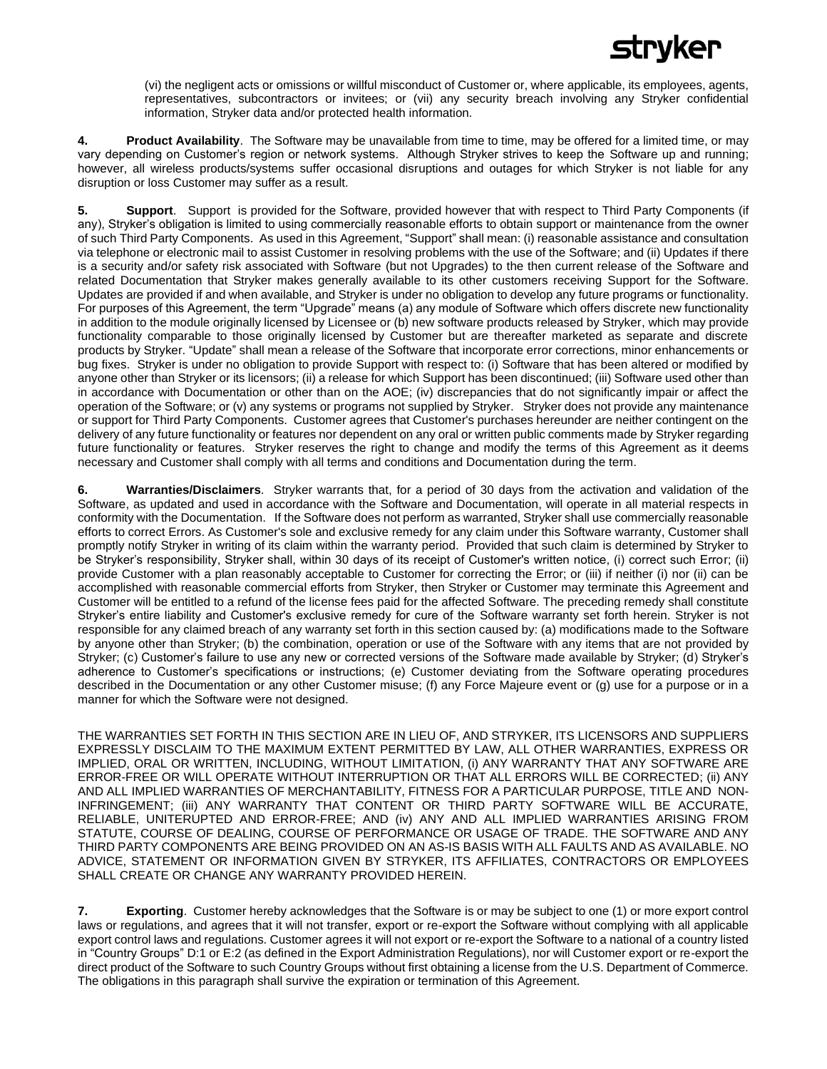(vi) the negligent acts or omissions or willful misconduct of Customer or, where applicable, its employees, agents, representatives, subcontractors or invitees; or (vii) any security breach involving any Stryker confidential information, Stryker data and/or protected health information.

**4. Product Availability**. The Software may be unavailable from time to time, may be offered for a limited time, or may vary depending on Customer's region or network systems. Although Stryker strives to keep the Software up and running; however, all wireless products/systems suffer occasional disruptions and outages for which Stryker is not liable for any disruption or loss Customer may suffer as a result.

**5. Support**. Support is provided for the Software, provided however that with respect to Third Party Components (if any), Stryker's obligation is limited to using commercially reasonable efforts to obtain support or maintenance from the owner of such Third Party Components. As used in this Agreement, "Support" shall mean: (i) reasonable assistance and consultation via telephone or electronic mail to assist Customer in resolving problems with the use of the Software; and (ii) Updates if there is a security and/or safety risk associated with Software (but not Upgrades) to the then current release of the Software and related Documentation that Stryker makes generally available to its other customers receiving Support for the Software. Updates are provided if and when available, and Stryker is under no obligation to develop any future programs or functionality. For purposes of this Agreement, the term "Upgrade" means (a) any module of Software which offers discrete new functionality in addition to the module originally licensed by Licensee or (b) new software products released by Stryker, which may provide functionality comparable to those originally licensed by Customer but are thereafter marketed as separate and discrete products by Stryker. "Update" shall mean a release of the Software that incorporate error corrections, minor enhancements or bug fixes. Stryker is under no obligation to provide Support with respect to: (i) Software that has been altered or modified by anyone other than Stryker or its licensors; (ii) a release for which Support has been discontinued; (iii) Software used other than in accordance with Documentation or other than on the AOE; (iv) discrepancies that do not significantly impair or affect the operation of the Software; or (v) any systems or programs not supplied by Stryker. Stryker does not provide any maintenance or support for Third Party Components. Customer agrees that Customer's purchases hereunder are neither contingent on the delivery of any future functionality or features nor dependent on any oral or written public comments made by Stryker regarding future functionality or features. Stryker reserves the right to change and modify the terms of this Agreement as it deems necessary and Customer shall comply with all terms and conditions and Documentation during the term.

**6. Warranties/Disclaimers**. Stryker warrants that, for a period of 30 days from the activation and validation of the Software, as updated and used in accordance with the Software and Documentation, will operate in all material respects in conformity with the Documentation. If the Software does not perform as warranted, Stryker shall use commercially reasonable efforts to correct Errors. As Customer's sole and exclusive remedy for any claim under this Software warranty, Customer shall promptly notify Stryker in writing of its claim within the warranty period. Provided that such claim is determined by Stryker to be Stryker's responsibility, Stryker shall, within 30 days of its receipt of Customer's written notice, (i) correct such Error; (ii) provide Customer with a plan reasonably acceptable to Customer for correcting the Error; or (iii) if neither (i) nor (ii) can be accomplished with reasonable commercial efforts from Stryker, then Stryker or Customer may terminate this Agreement and Customer will be entitled to a refund of the license fees paid for the affected Software. The preceding remedy shall constitute Stryker's entire liability and Customer's exclusive remedy for cure of the Software warranty set forth herein. Stryker is not responsible for any claimed breach of any warranty set forth in this section caused by: (a) modifications made to the Software by anyone other than Stryker; (b) the combination, operation or use of the Software with any items that are not provided by Stryker; (c) Customer's failure to use any new or corrected versions of the Software made available by Stryker; (d) Stryker's adherence to Customer's specifications or instructions; (e) Customer deviating from the Software operating procedures described in the Documentation or any other Customer misuse; (f) any Force Majeure event or (g) use for a purpose or in a manner for which the Software were not designed.

THE WARRANTIES SET FORTH IN THIS SECTION ARE IN LIEU OF, AND STRYKER, ITS LICENSORS AND SUPPLIERS EXPRESSLY DISCLAIM TO THE MAXIMUM EXTENT PERMITTED BY LAW, ALL OTHER WARRANTIES, EXPRESS OR IMPLIED, ORAL OR WRITTEN, INCLUDING, WITHOUT LIMITATION, (i) ANY WARRANTY THAT ANY SOFTWARE ARE ERROR-FREE OR WILL OPERATE WITHOUT INTERRUPTION OR THAT ALL ERRORS WILL BE CORRECTED; (ii) ANY AND ALL IMPLIED WARRANTIES OF MERCHANTABILITY, FITNESS FOR A PARTICULAR PURPOSE, TITLE AND NON-INFRINGEMENT; (iii) ANY WARRANTY THAT CONTENT OR THIRD PARTY SOFTWARE WILL BE ACCURATE, RELIABLE, UNITERUPTED AND ERROR-FREE; AND (iv) ANY AND ALL IMPLIED WARRANTIES ARISING FROM STATUTE, COURSE OF DEALING, COURSE OF PERFORMANCE OR USAGE OF TRADE. THE SOFTWARE AND ANY THIRD PARTY COMPONENTS ARE BEING PROVIDED ON AN AS-IS BASIS WITH ALL FAULTS AND AS AVAILABLE. NO ADVICE, STATEMENT OR INFORMATION GIVEN BY STRYKER, ITS AFFILIATES, CONTRACTORS OR EMPLOYEES SHALL CREATE OR CHANGE ANY WARRANTY PROVIDED HEREIN.

**7. Exporting**. Customer hereby acknowledges that the Software is or may be subject to one (1) or more export control laws or regulations, and agrees that it will not transfer, export or re-export the Software without complying with all applicable export control laws and regulations. Customer agrees it will not export or re-export the Software to a national of a country listed in "Country Groups" D:1 or E:2 (as defined in the Export Administration Regulations), nor will Customer export or re-export the direct product of the Software to such Country Groups without first obtaining a license from the U.S. Department of Commerce. The obligations in this paragraph shall survive the expiration or termination of this Agreement.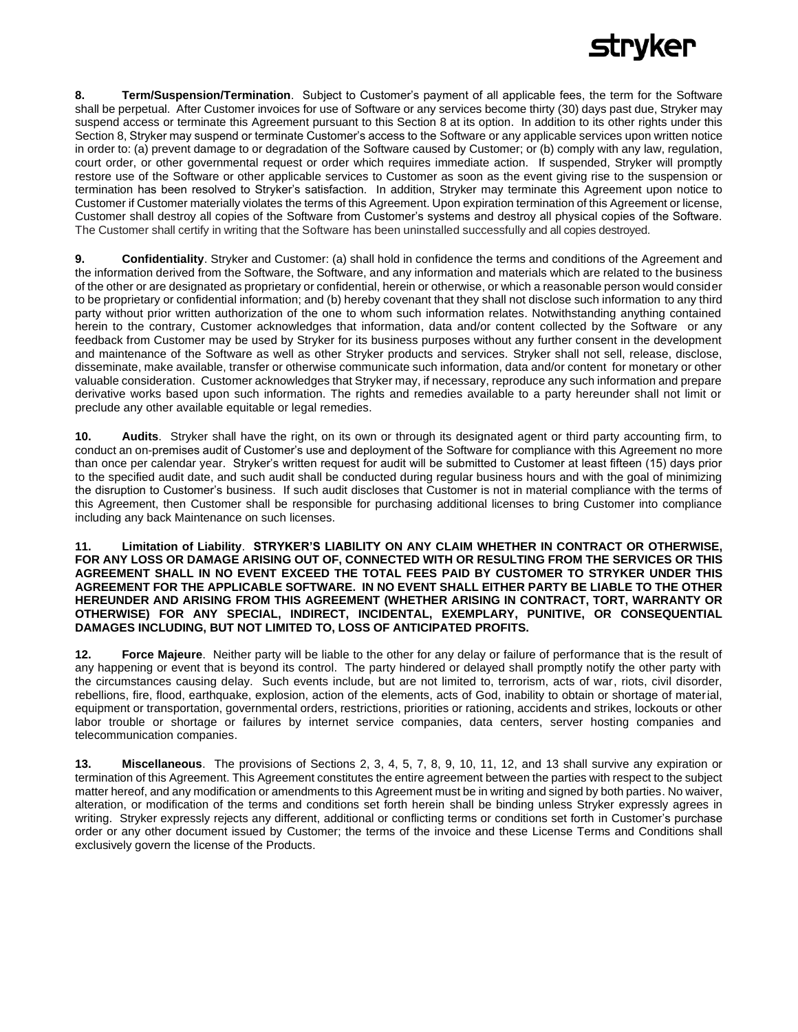**8. Term/Suspension/Termination**. Subject to Customer's payment of all applicable fees, the term for the Software shall be perpetual. After Customer invoices for use of Software or any services become thirty (30) days past due, Stryker may suspend access or terminate this Agreement pursuant to this Section 8 at its option. In addition to its other rights under this Section 8, Stryker may suspend or terminate Customer's access to the Software or any applicable services upon written notice in order to: (a) prevent damage to or degradation of the Software caused by Customer; or (b) comply with any law, regulation, court order, or other governmental request or order which requires immediate action. If suspended, Stryker will promptly restore use of the Software or other applicable services to Customer as soon as the event giving rise to the suspension or termination has been resolved to Stryker's satisfaction. In addition, Stryker may terminate this Agreement upon notice to Customer if Customer materially violates the terms of this Agreement. Upon expiration termination of this Agreement or license, Customer shall destroy all copies of the Software from Customer's systems and destroy all physical copies of the Software. The Customer shall certify in writing that the Software has been uninstalled successfully and all copies destroyed.

**9. Confidentiality**. Stryker and Customer: (a) shall hold in confidence the terms and conditions of the Agreement and the information derived from the Software, the Software, and any information and materials which are related to the business of the other or are designated as proprietary or confidential, herein or otherwise, or which a reasonable person would consider to be proprietary or confidential information; and (b) hereby covenant that they shall not disclose such information to any third party without prior written authorization of the one to whom such information relates. Notwithstanding anything contained herein to the contrary, Customer acknowledges that information, data and/or content collected by the Software or any feedback from Customer may be used by Stryker for its business purposes without any further consent in the development and maintenance of the Software as well as other Stryker products and services. Stryker shall not sell, release, disclose, disseminate, make available, transfer or otherwise communicate such information, data and/or content for monetary or other valuable consideration. Customer acknowledges that Stryker may, if necessary, reproduce any such information and prepare derivative works based upon such information. The rights and remedies available to a party hereunder shall not limit or preclude any other available equitable or legal remedies.

**10. Audits**. Stryker shall have the right, on its own or through its designated agent or third party accounting firm, to conduct an on-premises audit of Customer's use and deployment of the Software for compliance with this Agreement no more than once per calendar year. Stryker's written request for audit will be submitted to Customer at least fifteen (15) days prior to the specified audit date, and such audit shall be conducted during regular business hours and with the goal of minimizing the disruption to Customer's business. If such audit discloses that Customer is not in material compliance with the terms of this Agreement, then Customer shall be responsible for purchasing additional licenses to bring Customer into compliance including any back Maintenance on such licenses.

**11. Limitation of Liability**. **STRYKER'S LIABILITY ON ANY CLAIM WHETHER IN CONTRACT OR OTHERWISE, FOR ANY LOSS OR DAMAGE ARISING OUT OF, CONNECTED WITH OR RESULTING FROM THE SERVICES OR THIS AGREEMENT SHALL IN NO EVENT EXCEED THE TOTAL FEES PAID BY CUSTOMER TO STRYKER UNDER THIS AGREEMENT FOR THE APPLICABLE SOFTWARE. IN NO EVENT SHALL EITHER PARTY BE LIABLE TO THE OTHER HEREUNDER AND ARISING FROM THIS AGREEMENT (WHETHER ARISING IN CONTRACT, TORT, WARRANTY OR OTHERWISE) FOR ANY SPECIAL, INDIRECT, INCIDENTAL, EXEMPLARY, PUNITIVE, OR CONSEQUENTIAL DAMAGES INCLUDING, BUT NOT LIMITED TO, LOSS OF ANTICIPATED PROFITS.**

**12. Force Majeure**. Neither party will be liable to the other for any delay or failure of performance that is the result of any happening or event that is beyond its control. The party hindered or delayed shall promptly notify the other party with the circumstances causing delay. Such events include, but are not limited to, terrorism, acts of war, riots, civil disorder, rebellions, fire, flood, earthquake, explosion, action of the elements, acts of God, inability to obtain or shortage of material, equipment or transportation, governmental orders, restrictions, priorities or rationing, accidents and strikes, lockouts or other labor trouble or shortage or failures by internet service companies, data centers, server hosting companies and telecommunication companies.

**13. Miscellaneous**. The provisions of Sections 2, 3, 4, 5, 7, 8, 9, 10, 11, 12, and 13 shall survive any expiration or termination of this Agreement. This Agreement constitutes the entire agreement between the parties with respect to the subject matter hereof, and any modification or amendments to this Agreement must be in writing and signed by both parties. No waiver, alteration, or modification of the terms and conditions set forth herein shall be binding unless Stryker expressly agrees in writing. Stryker expressly rejects any different, additional or conflicting terms or conditions set forth in Customer's purchase order or any other document issued by Customer; the terms of the invoice and these License Terms and Conditions shall exclusively govern the license of the Products.